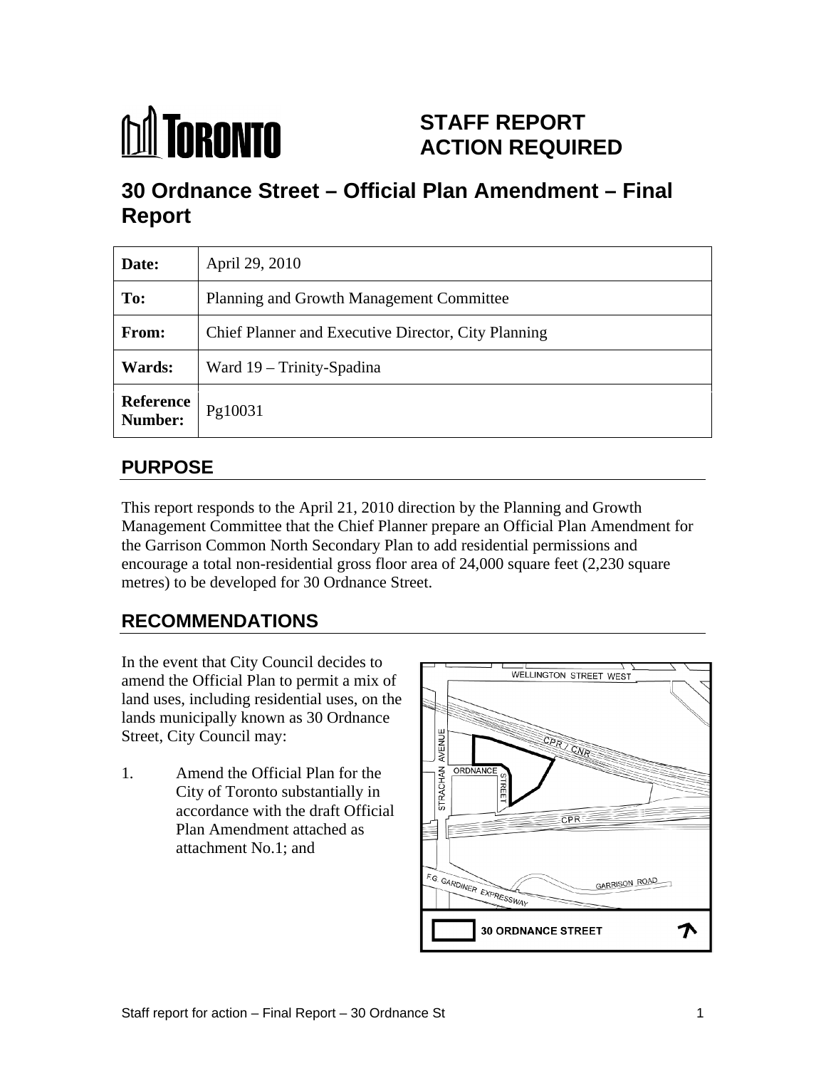TORONTO

# STAFF REPORT ACTION REQUIRED

# 30 Ordnance Street – Official Plan Amendment – Final Report

| Date: | April 29, 2010 |
|---|---|
| To: | Planning and Growth Management Committee |
| From: | Chief Planner and Executive Director, City Planning |
| Wards: | Ward 19 – Trinity-Spadina |
| Reference Number: | Pg10031 |

## PURPOSE

This report responds to the April 21, 2010 direction by the Planning and Growth Management Committee that the Chief Planner prepare an Official Plan Amendment for the Garrison Common North Secondary Plan to add residential permissions and encourage a total non-residential gross floor area of 24,000 square feet (2,230 square metres) to be developed for 30 Ordnance Street.

## RECOMMENDATIONS

In the event that City Council decides to amend the Official Plan to permit a mix of land uses, including residential uses, on the lands municipally known as 30 Ordnance Street, City Council may:

1. Amend the Official Plan for the City of Toronto substantially in accordance with the draft Official Plan Amendment attached as attachment No.1; and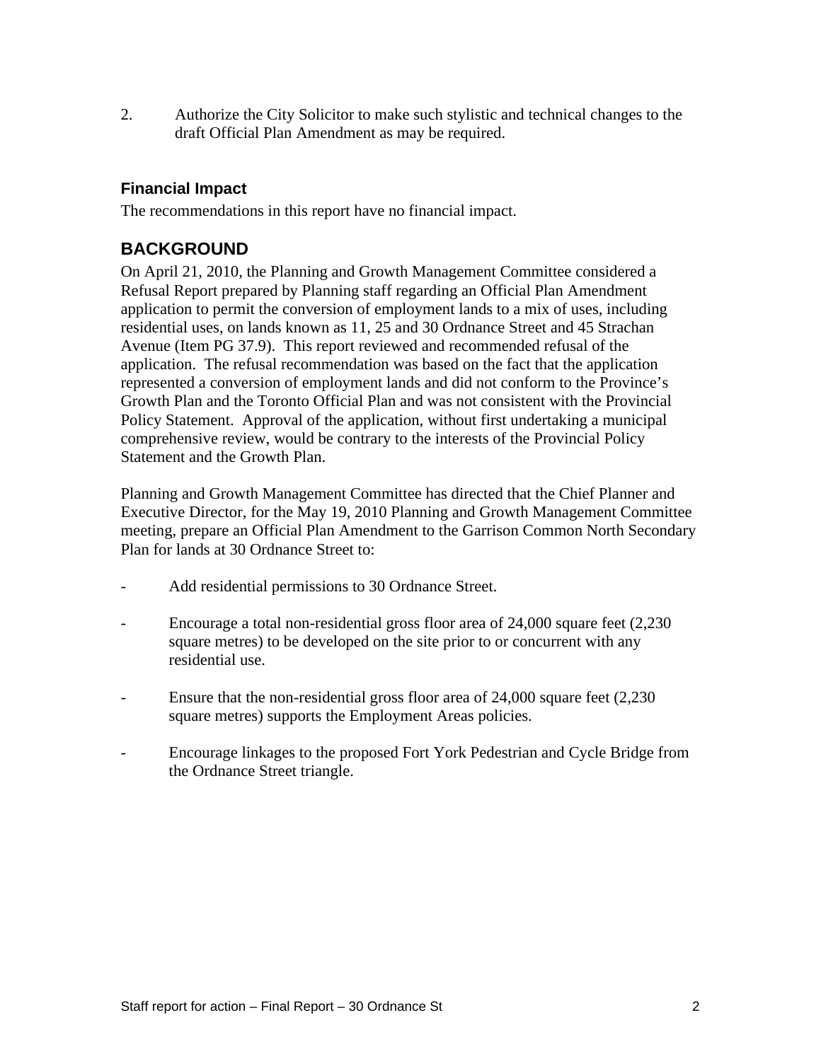2. Authorize the City Solicitor to make such stylistic and technical changes to the draft Official Plan Amendment as may be required.

### Financial Impact

The recommendations in this report have no financial impact.

## BACKGROUND

On April 21, 2010, the Planning and Growth Management Committee considered a Refusal Report prepared by Planning staff regarding an Official Plan Amendment application to permit the conversion of employment lands to a mix of uses, including residential uses, on lands known as 11, 25 and 30 Ordnance Street and 45 Strachan Avenue (Item PG 37.9). This report reviewed and recommended refusal of the application. The refusal recommendation was based on the fact that the application represented a conversion of employment lands and did not conform to the Province's Growth Plan and the Toronto Official Plan and was not consistent with the Provincial Policy Statement. Approval of the application, without first undertaking a municipal comprehensive review, would be contrary to the interests of the Provincial Policy Statement and the Growth Plan.

Planning and Growth Management Committee has directed that the Chief Planner and Executive Director, for the May 19, 2010 Planning and Growth Management Committee meeting, prepare an Official Plan Amendment to the Garrison Common North Secondary Plan for lands at 30 Ordnance Street to:

- Add residential permissions to 30 Ordnance Street.
- Encourage a total non-residential gross floor area of 24,000 square feet (2,230 square metres) to be developed on the site prior to or concurrent with any residential use.
- Ensure that the non-residential gross floor area of 24,000 square feet (2,230 square metres) supports the Employment Areas policies.
- Encourage linkages to the proposed Fort York Pedestrian and Cycle Bridge from the Ordnance Street triangle.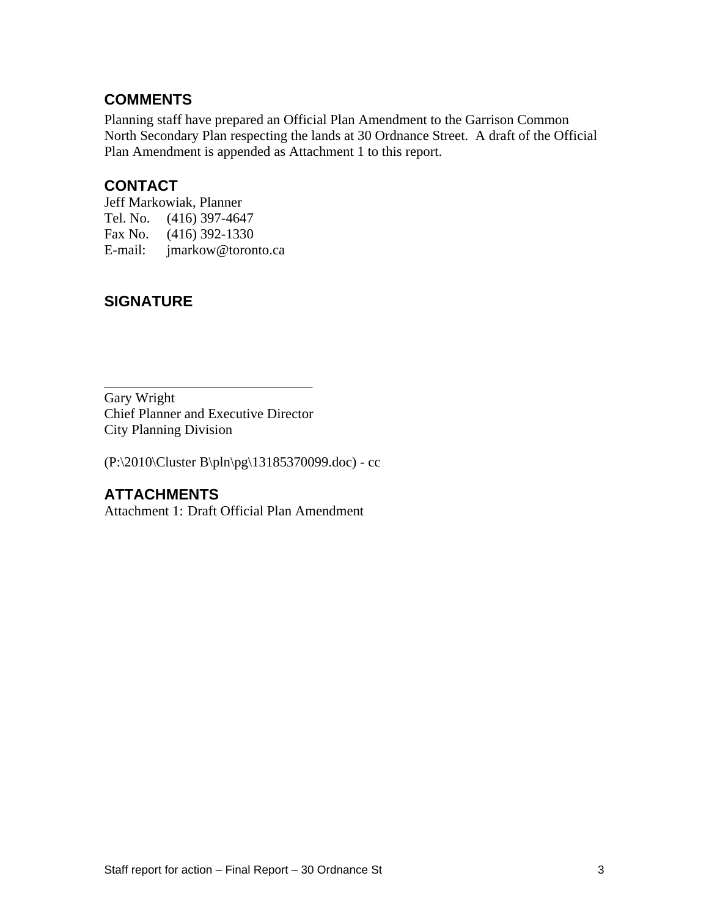## COMMENTS

Planning staff have prepared an Official Plan Amendment to the Garrison Common North Secondary Plan respecting the lands at 30 Ordnance Street. A draft of the Official Plan Amendment is appended as Attachment 1 to this report.

## CONTACT

Jeff Markowiak, Planner
Tel. No. (416) 397-4647
Fax No. (416) 392-1330
E-mail: jmarkow@toronto.ca

## SIGNATURE

_______________________________
Gary Wright
Chief Planner and Executive Director
City Planning Division

(P:\2010\Cluster B\pln\pg\13185370099.doc) - cc

## ATTACHMENTS

Attachment 1: Draft Official Plan Amendment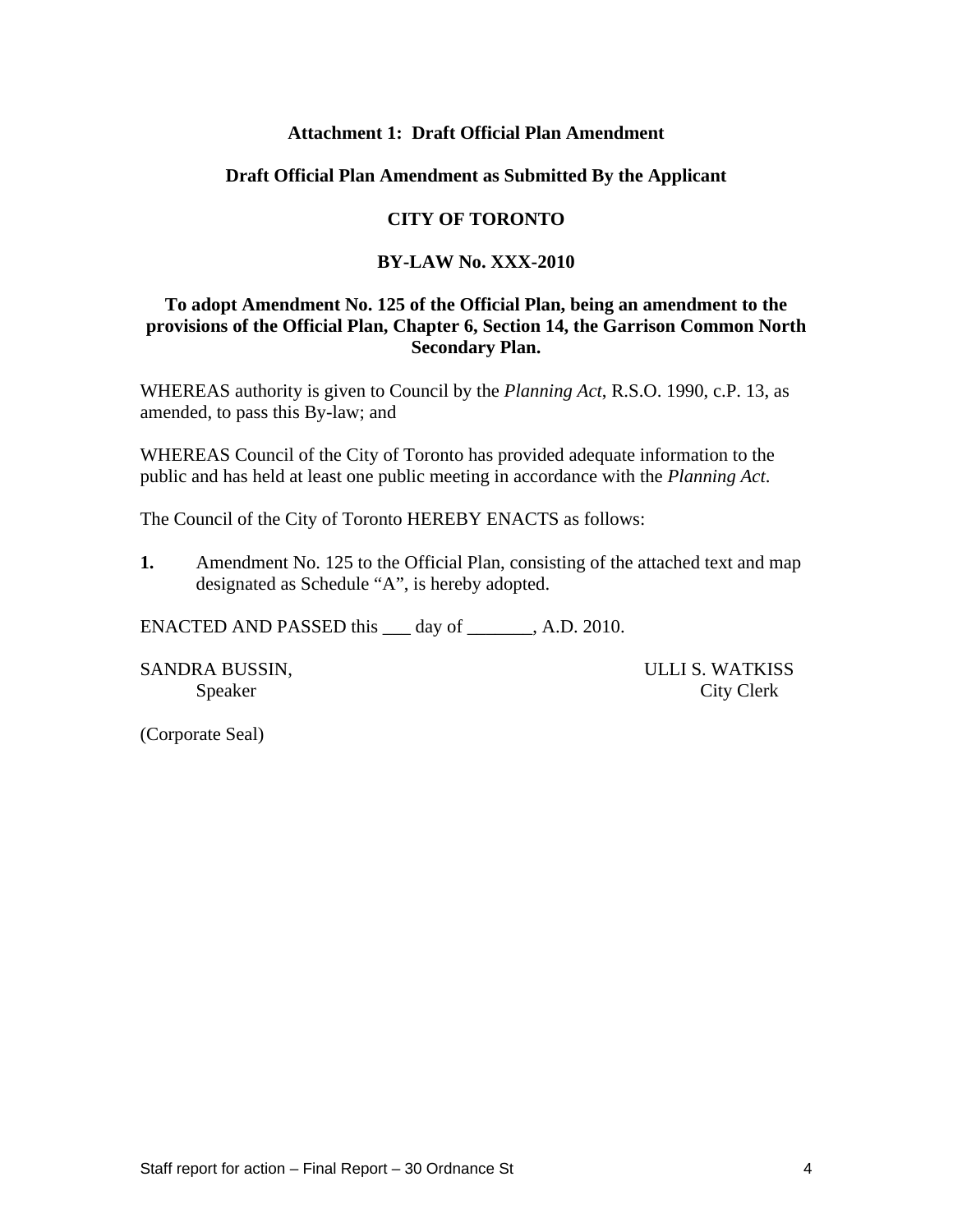**Attachment 1: Draft Official Plan Amendment**

**Draft Official Plan Amendment as Submitted By the Applicant**

**CITY OF TORONTO**

**BY-LAW No. XXX-2010**

**To adopt Amendment No. 125 of the Official Plan, being an amendment to the provisions of the Official Plan, Chapter 6, Section 14, the Garrison Common North Secondary Plan.**

WHEREAS authority is given to Council by the *Planning Act*, R.S.O. 1990, c.P. 13, as amended, to pass this By-law; and

WHEREAS Council of the City of Toronto has provided adequate information to the public and has held at least one public meeting in accordance with the *Planning Act*.

The Council of the City of Toronto HEREBY ENACTS as follows:

**1.** Amendment No. 125 to the Official Plan, consisting of the attached text and map designated as Schedule "A", is hereby adopted.

ENACTED AND PASSED this ___ day of _______, A.D. 2010.

SANDRA BUSSIN,
Speaker

ULLI S. WATKISS
City Clerk

(Corporate Seal)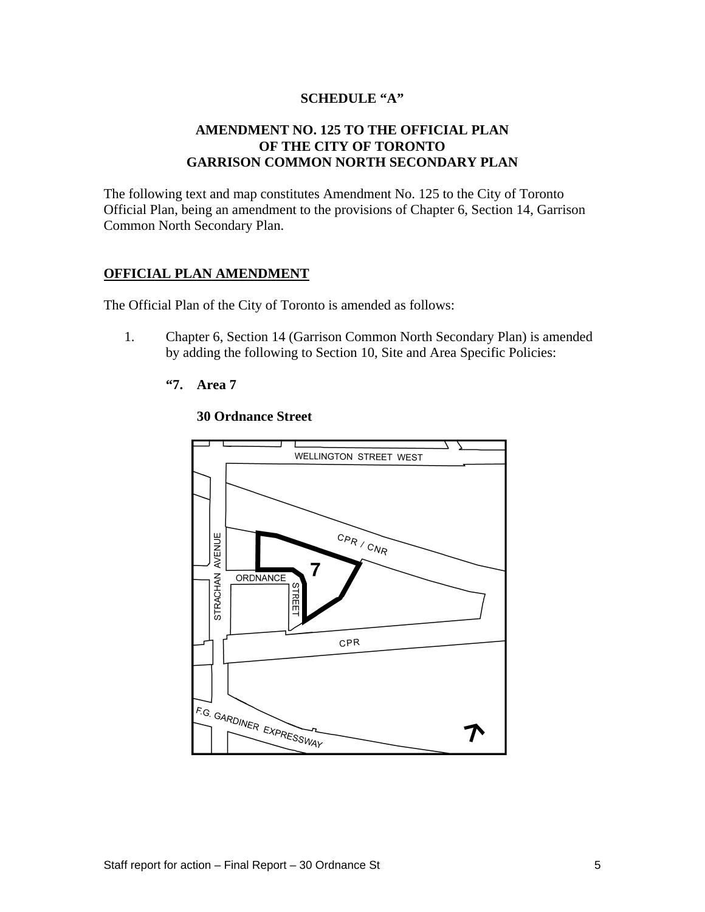**SCHEDULE "A"**

**AMENDMENT NO. 125 TO THE OFFICIAL PLAN OF THE CITY OF TORONTO GARRISON COMMON NORTH SECONDARY PLAN**

The following text and map constitutes Amendment No. 125 to the City of Toronto Official Plan, being an amendment to the provisions of Chapter 6, Section 14, Garrison Common North Secondary Plan.

## OFFICIAL PLAN AMENDMENT

The Official Plan of the City of Toronto is amended as follows:

1. Chapter 6, Section 14 (Garrison Common North Secondary Plan) is amended by adding the following to Section 10, Site and Area Specific Policies:

   **"7. Area 7**

   **30 Ordnance Street**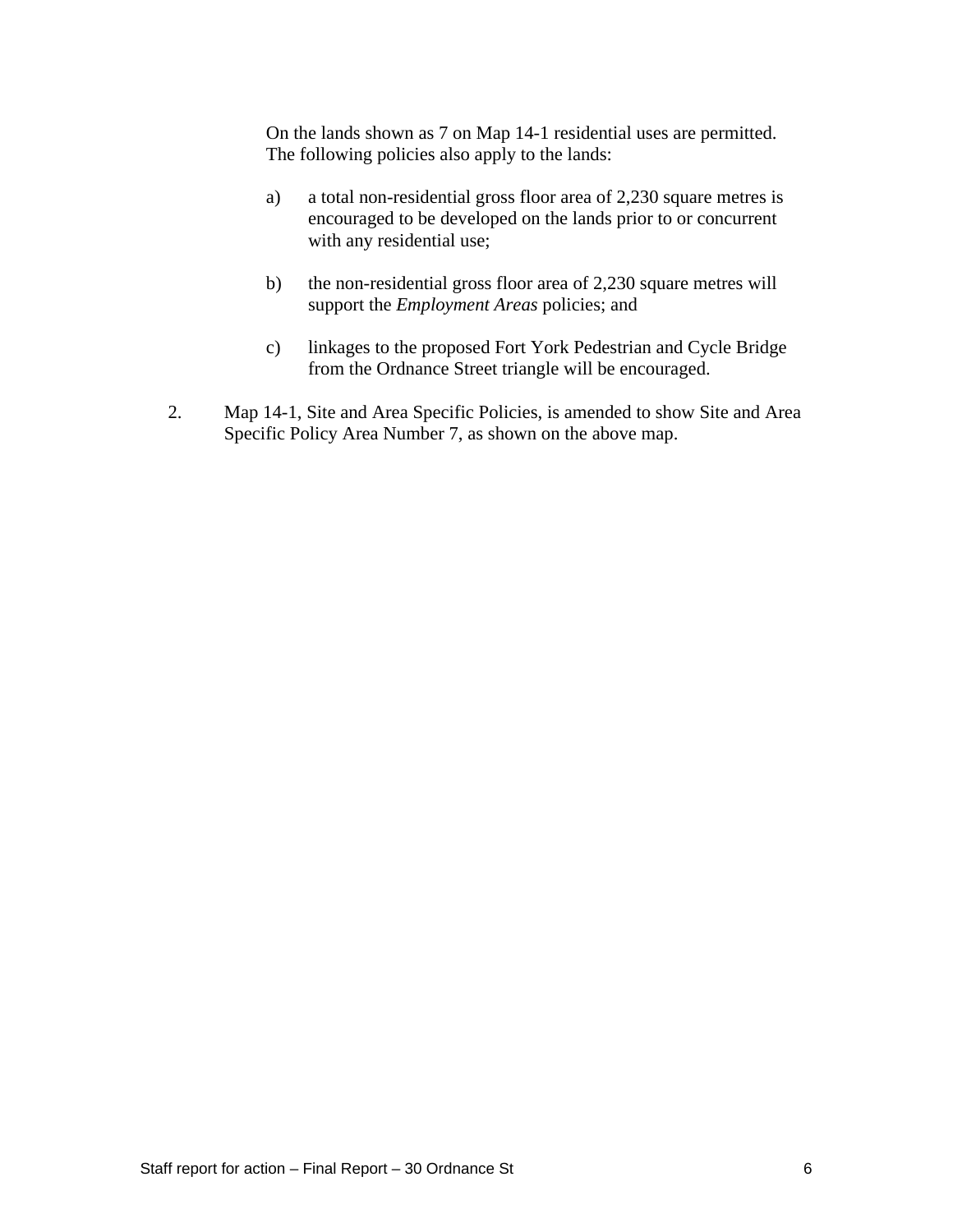On the lands shown as 7 on Map 14-1 residential uses are permitted. The following policies also apply to the lands:

a) a total non-residential gross floor area of 2,230 square metres is encouraged to be developed on the lands prior to or concurrent with any residential use;

b) the non-residential gross floor area of 2,230 square metres will support the *Employment Areas* policies; and

c) linkages to the proposed Fort York Pedestrian and Cycle Bridge from the Ordnance Street triangle will be encouraged.

2. Map 14-1, Site and Area Specific Policies, is amended to show Site and Area Specific Policy Area Number 7, as shown on the above map.